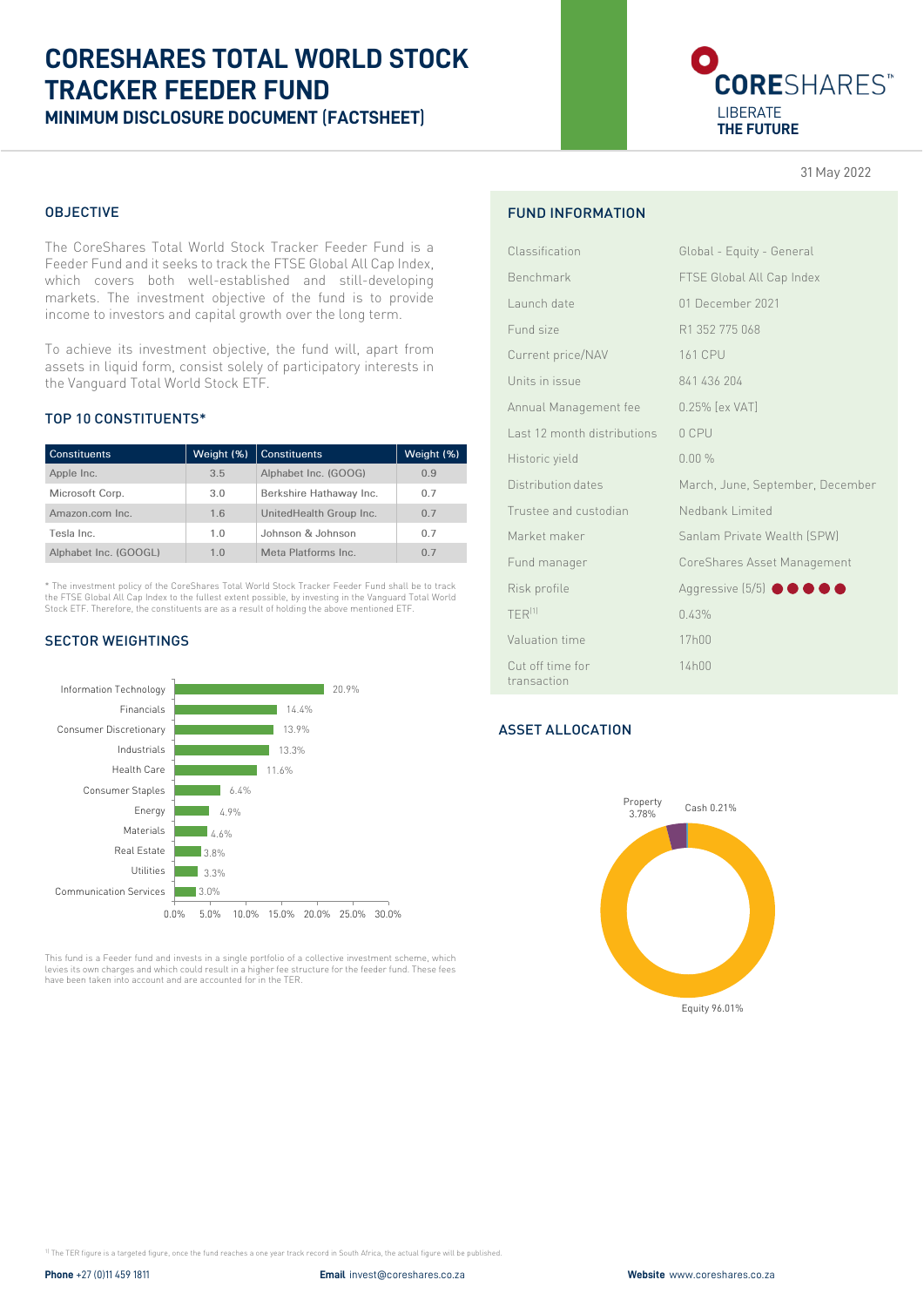# CORESHARES TOTAL WORLD STOCK TRACKER FEEDER FUND

## MINIMUM DISCLOSURE DOCUMENT (FACTSHEET)

CORESHARES™
LIBERATE
THE FUTURE

31 May 2022

## OBJECTIVE

The CoreShares Total World Stock Tracker Feeder Fund is a Feeder Fund and it seeks to track the FTSE Global All Cap Index, which covers both well-established and still-developing markets. The investment objective of the fund is to provide income to investors and capital growth over the long term.

To achieve its investment objective, the fund will, apart from assets in liquid form, consist solely of participatory interests in the Vanguard Total World Stock ETF.

## TOP 10 CONSTITUENTS*

| Constituents | Weight (%) | Constituents | Weight (%) |
|---|---|---|---|
| Apple Inc. | 3.5 | Alphabet Inc. (GOOG) | 0.9 |
| Microsoft Corp. | 3.0 | Berkshire Hathaway Inc. | 0.7 |
| Amazon.com Inc. | 1.6 | UnitedHealth Group Inc. | 0.7 |
| Tesla Inc. | 1.0 | Johnson & Johnson | 0.7 |
| Alphabet Inc. (GOOGL) | 1.0 | Meta Platforms Inc. | 0.7 |

* The investment policy of the CoreShares Total World Stock Tracker Feeder Fund shall be to track the FTSE Global All Cap Index to the fullest extent possible, by investing in the Vanguard Total World Stock ETF. Therefore, the constituents are as a result of holding the above mentioned ETF.

## SECTOR WEIGHTINGS

| Sector | Weight |
|---|---|
| Information Technology | 20.9% |
| Financials | 14.4% |
| Consumer Discretionary | 13.9% |
| Industrials | 13.3% |
| Health Care | 11.6% |
| Consumer Staples | 6.4% |
| Energy | 4.9% |
| Materials | 4.6% |
| Real Estate | 3.8% |
| Utilities | 3.3% |
| Communication Services | 3.0% |

This fund is a Feeder fund and invests in a single portfolio of a collective investment scheme, which levies its own charges and which could result in a higher fee structure for the feeder fund. These fees have been taken into account and are accounted for in the TER.

## FUND INFORMATION

| | |
|---|---|
| Classification | Global - Equity - General |
| Benchmark | FTSE Global All Cap Index |
| Launch date | 01 December 2021 |
| Fund size | R1 352 775 068 |
| Current price/NAV | 161 CPU |
| Units in issue | 841 436 204 |
| Annual Management fee | 0.25% (ex VAT) |
| Last 12 month distributions | 0 CPU |
| Historic yield | 0.00 % |
| Distribution dates | March, June, September, December |
| Trustee and custodian | Nedbank Limited |
| Market maker | Sanlam Private Wealth (SPW) |
| Fund manager | CoreShares Asset Management |
| Risk profile | Aggressive (5/5) |
| TER[1] | 0.43% |
| Valuation time | 17h00 |
| Cut off time for transaction | 14h00 |

## ASSET ALLOCATION

| Asset | Allocation |
|---|---|
| Equity | 96.01% |
| Property | 3.78% |
| Cash | 0.21% |

[1] The TER figure is a targeted figure, once the fund reaches a one year track record in South Africa, the actual figure will be published.

**Phone** +27 (0)11 459 1811 **Email** invest@coreshares.co.za **Website** www.coreshares.co.za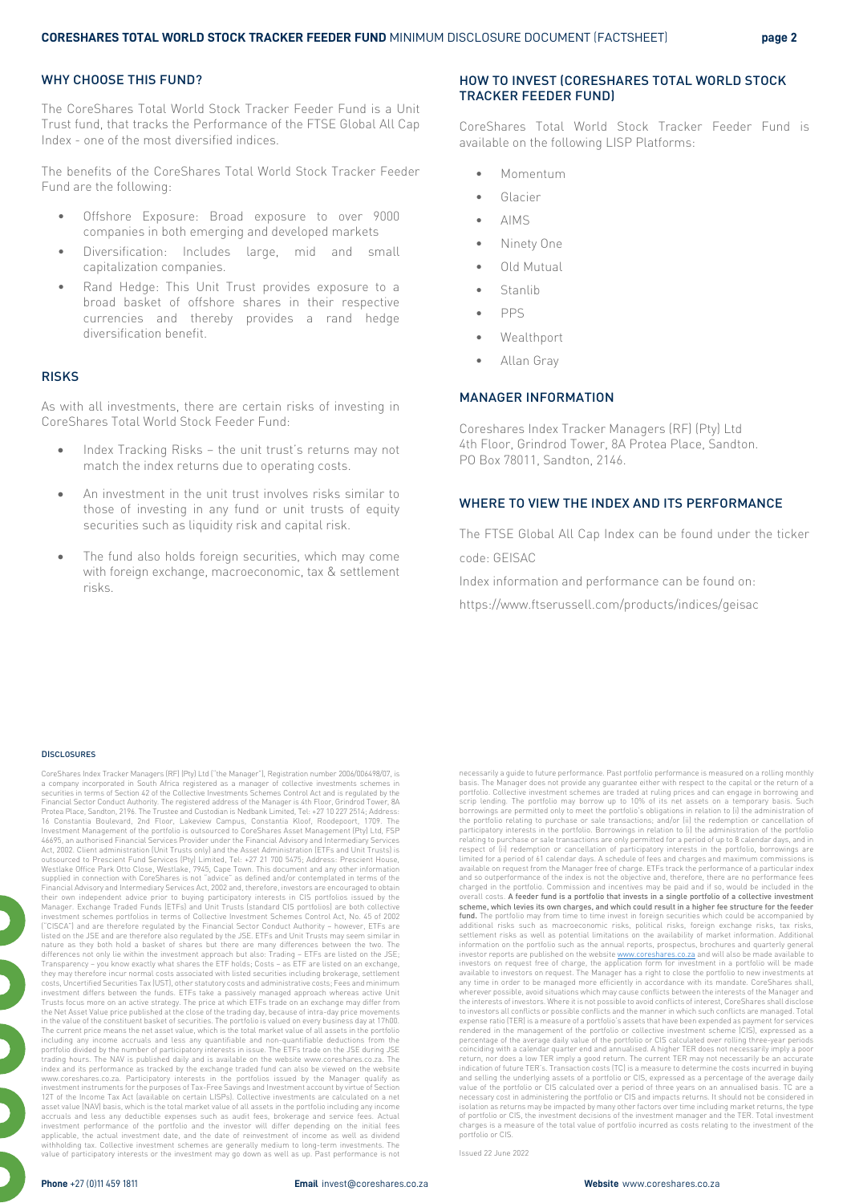## WHY CHOOSE THIS FUND?

The CoreShares Total World Stock Tracker Feeder Fund is a Unit Trust fund, that tracks the Performance of the FTSE Global All Cap Index - one of the most diversified indices.

The benefits of the CoreShares Total World Stock Tracker Feeder Fund are the following:

- Offshore Exposure: Broad exposure to over 9000 companies in both emerging and developed markets
- Diversification: Includes large, mid and small capitalization companies.
- Rand Hedge: This Unit Trust provides exposure to a broad basket of offshore shares in their respective currencies and thereby provides a rand hedge diversification benefit.

## RISKS

As with all investments, there are certain risks of investing in CoreShares Total World Stock Feeder Fund:

- Index Tracking Risks – the unit trust's returns may not match the index returns due to operating costs.
- An investment in the unit trust involves risks similar to those of investing in any fund or unit trusts of equity securities such as liquidity risk and capital risk.
- The fund also holds foreign securities, which may come with foreign exchange, macroeconomic, tax & settlement risks.

## HOW TO INVEST (CORESHARES TOTAL WORLD STOCK TRACKER FEEDER FUND)

CoreShares Total World Stock Tracker Feeder Fund is available on the following LISP Platforms:

- Momentum
- Glacier
- AIMS
- Ninety One
- Old Mutual
- Stanlib
- PPS
- Wealthport
- Allan Gray

## MANAGER INFORMATION

Coreshares Index Tracker Managers (RF) (Pty) Ltd
4th Floor, Grindrod Tower, 8A Protea Place, Sandton.
PO Box 78011, Sandton, 2146.

## WHERE TO VIEW THE INDEX AND ITS PERFORMANCE

The FTSE Global All Cap Index can be found under the ticker code: GEISAC

Index information and performance can be found on:

https://www.ftserussell.com/products/indices/geisac

### DISCLOSURES

CoreShares Index Tracker Managers (RF) (Pty) Ltd ("the Manager"), Registration number 2006/006498/07, is a company incorporated in South Africa registered as a manager of collective investments schemes in securities in terms of Section 42 of the Collective Investments Schemes Control Act and is regulated by the Financial Sector Conduct Authority. The registered address of the Manager is 4th Floor, Grindrod Tower, 8A Protea Place, Sandton, 2196. The Trustee and Custodian is Nedbank Limited, Tel: +27 10 227 2514; Address: 16 Constantia Boulevard, 2nd Floor, Lakeview Campus, Constantia Kloof, Roodepoort, 1709. The Investment Management of the portfolio is outsourced to CoreShares Asset Management (Pty) Ltd, FSP 46695, an authorised Financial Services Provider under the Financial Advisory and Intermediary Services Act, 2002. Client administration (Unit Trusts only) and the Asset Administration (ETFs and Unit Trusts) is outsourced to Prescient Fund Services (Pty) Limited, Tel: +27 21 700 5475; Address: Prescient House, Westlake Office Park Otto Close, Westlake, 7945, Cape Town. This document and any other information supplied in connection with CoreShares is not "advice" as defined and/or contemplated in terms of the Financial Advisory and Intermediary Services Act, 2002 and, therefore, investors are encouraged to obtain their own independent advice prior to buying participatory interests in CIS portfolios issued by the Manager. Exchange Traded Funds (ETFs) and Unit Trusts (standard CIS portfolios) are both collective investment schemes portfolios in terms of Collective Investment Schemes Control Act, No. 45 of 2002 ("CISCA") and are therefore regulated by the Financial Sector Conduct Authority – however, ETFs are listed on the JSE and are therefore also regulated by the JSE. ETFs and Unit Trusts may seem similar in nature as they both hold a basket of shares but there are many differences between the two. The differences not only lie within the investment approach but also: Trading – ETFs are listed on the JSE; Transparency – you know exactly what shares the ETF holds; Costs – as ETF are listed on an exchange, they may therefore incur normal costs associated with listed securities including brokerage, settlement costs, Uncertified Securities Tax (UST), other statutory costs and administrative costs; Fees and minimum investment differs between the funds. ETFs take a passively managed approach whereas active Unit Trusts focus more on an active strategy. The price at which ETFs trade on an exchange may differ from the Net Asset Value price published at the close of the trading day, because of intra-day price movements in the value of the constituent basket of securities. The portfolio is valued on every business day at 17h00. The current price means the net asset value, which is the total market value of all assets in the portfolio including any income accruals and less any quantifiable and non-quantifiable deductions from the portfolio divided by the number of participatory interests in issue. The ETFs trade on the JSE during JSE trading hours. The NAV is published daily and is available on the website www.coreshares.co.za. The index and its performance as tracked by the exchange traded fund can also be viewed on the website www.coreshares.co.za. Participatory interests in the portfolios issued by the Manager qualify as investment instruments for the purposes of Tax-Free Savings and Investment account by virtue of Section 12T of the Income Tax Act (available on certain LISPs). Collective investments are calculated on a net asset value (NAV) basis, which is the total market value of all assets in the portfolio including any income accruals and less any deductible expenses such as audit fees, brokerage and service fees. Actual investment performance of the portfolio and the investor will differ depending on the initial fees applicable, the actual investment date, and the date of reinvestment of income as well as dividend withholding tax. Collective investment schemes are generally medium to long-term investments. The value of participatory interests or the investment may go down as well as up. Past performance is not necessarily a guide to future performance. Past portfolio performance is measured on a rolling monthly basis. The Manager does not provide any guarantee either with respect to the capital or the return of a portfolio. Collective investment schemes are traded at ruling prices and can engage in borrowing and scrip lending. The portfolio may borrow up to 10% of its net assets on a temporary basis. Such borrowings are permitted only to meet the portfolio's obligations in relation to (i) the administration of the portfolio relating to purchase or sale transactions; and/or (ii) the redemption or cancellation of participatory interests in the portfolio. Borrowings in relation to (i) the administration of the portfolio relating to purchase or sale transactions are only permitted for a period of up to 8 calendar days, and in respect of (ii) redemption or cancellation of participatory interests in the portfolio, borrowings are limited for a period of 61 calendar days. A schedule of fees and charges and maximum commissions is available on request from the Manager free of charge. ETFs track the performance of a particular index and so outperformance of the index is not the objective and, therefore, there are no performance fees charged in the portfolio. Commission and incentives may be paid and if so, would be included in the overall costs. **A feeder fund is a portfolio that invests in a single portfolio of a collective investment scheme, which levies its own charges, and which could result in a higher fee structure for the feeder fund.** The portfolio may from time to time invest in foreign securities which could be accompanied by additional risks such as macroeconomic risks, political risks, foreign exchange risks, tax risks, settlement risks as well as potential limitations on the availability of market information. Additional information on the portfolio such as the annual reports, prospectus, brochures and quarterly general investor reports are published on the website www.coreshares.co.za and will also be made available to investors on request free of charge, the application form for investment in a portfolio will be made available to investors on request. The Manager has a right to close the portfolio to new investments at any time in order to be managed more efficiently in accordance with its mandate. CoreShares shall, wherever possible, avoid situations which may cause conflicts between the interests of the Manager and the interests of investors. Where it is not possible to avoid conflicts of interest, CoreShares shall disclose to investors all conflicts or possible conflicts and the manner in which such conflicts are managed. Total expense ratio (TER) is a measure of a portfolio's assets that have been expended as payment for services rendered in the management of the portfolio or collective investment scheme (CIS), expressed as a percentage of the average daily value of the portfolio or CIS calculated over rolling three-year periods coinciding with a calendar quarter end and annualised. A higher TER does not necessarily imply a poor return, nor does a low TER imply a good return. The current TER may not necessarily be an accurate indication of future TER's. Transaction costs (TC) is a measure to determine the costs incurred in buying and selling the underlying assets of a portfolio or CIS, expressed as a percentage of the average daily value of the portfolio or CIS calculated over a period of three years on an annualised basis. TC are a necessary cost in administering the portfolio or CIS and impacts returns. It should not be considered in isolation as returns may be impacted by many other factors over time including market returns, the type of portfolio or CIS, the investment decisions of the investment manager and the TER. Total investment charges is a measure of the total value of portfolio incurred as costs relating to the investment of the portfolio or CIS.

Issued 22 June 2022

**Phone** +27 (0)11 459 1811 **Email** invest@coreshares.co.za **Website** www.coreshares.co.za